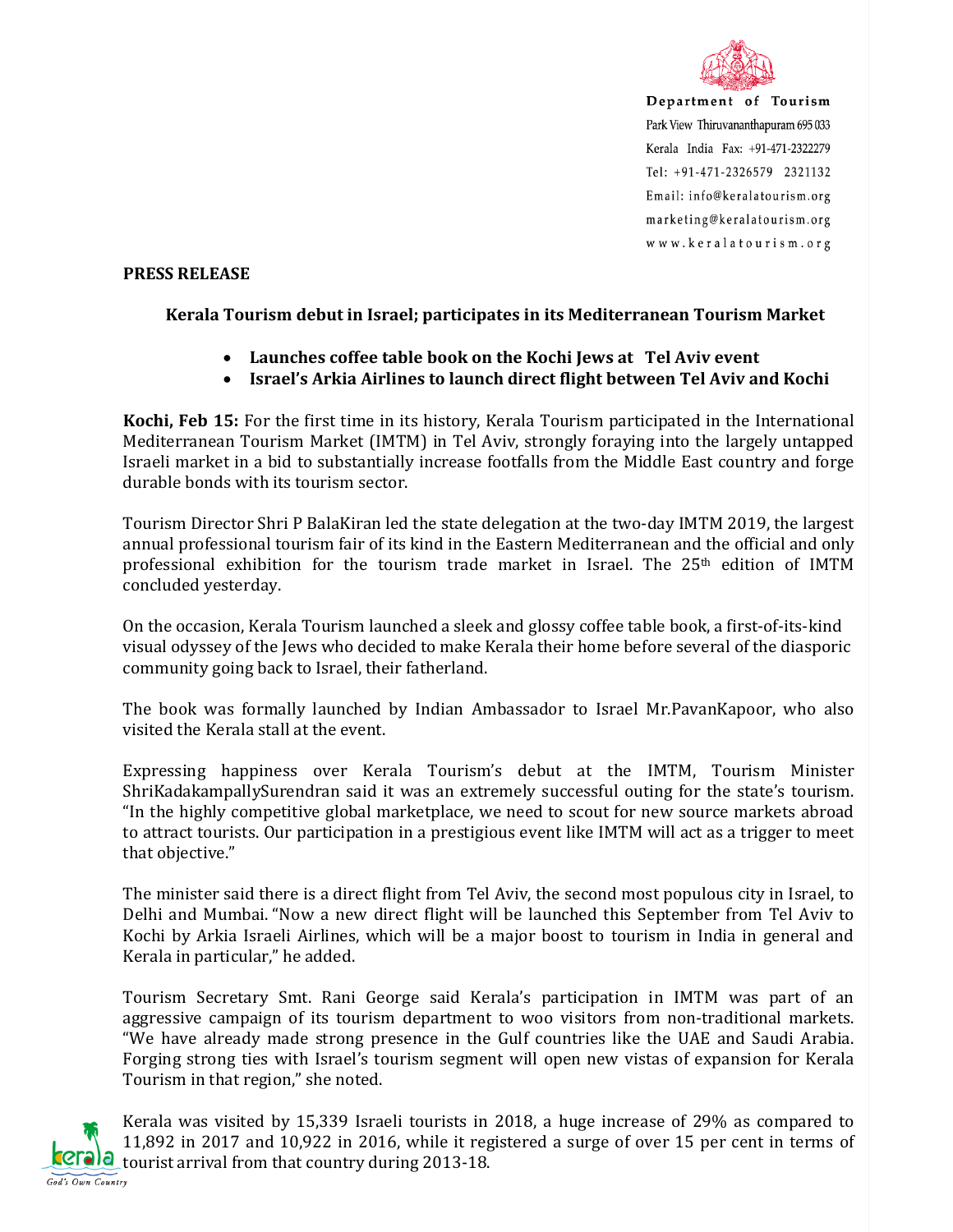Department of Tourism
Park View Thiruvananthapuram 695 033
Kerala India Fax: +91-471-2322279
Tel: +91-471-2326579 2321132
Email: info@keralatourism.org
marketing@keralatourism.org
www.keralatourism.org

**PRESS RELEASE**

**Kerala Tourism debut in Israel; participates in its Mediterranean Tourism Market**

- **Launches coffee table book on the Kochi Jews at Tel Aviv event**
- **Israel's Arkia Airlines to launch direct flight between Tel Aviv and Kochi**

**Kochi, Feb 15:** For the first time in its history, Kerala Tourism participated in the International Mediterranean Tourism Market (IMTM) in Tel Aviv, strongly foraying into the largely untapped Israeli market in a bid to substantially increase footfalls from the Middle East country and forge durable bonds with its tourism sector.

Tourism Director Shri P BalaKiran led the state delegation at the two-day IMTM 2019, the largest annual professional tourism fair of its kind in the Eastern Mediterranean and the official and only professional exhibition for the tourism trade market in Israel. The 25th edition of IMTM concluded yesterday.

On the occasion, Kerala Tourism launched a sleek and glossy coffee table book, a first-of-its-kind visual odyssey of the Jews who decided to make Kerala their home before several of the diasporic community going back to Israel, their fatherland.

The book was formally launched by Indian Ambassador to Israel Mr.PavanKapoor, who also visited the Kerala stall at the event.

Expressing happiness over Kerala Tourism's debut at the IMTM, Tourism Minister ShriKadakampallySurendran said it was an extremely successful outing for the state's tourism. "In the highly competitive global marketplace, we need to scout for new source markets abroad to attract tourists. Our participation in a prestigious event like IMTM will act as a trigger to meet that objective."

The minister said there is a direct flight from Tel Aviv, the second most populous city in Israel, to Delhi and Mumbai. "Now a new direct flight will be launched this September from Tel Aviv to Kochi by Arkia Israeli Airlines, which will be a major boost to tourism in India in general and Kerala in particular," he added.

Tourism Secretary Smt. Rani George said Kerala's participation in IMTM was part of an aggressive campaign of its tourism department to woo visitors from non-traditional markets. "We have already made strong presence in the Gulf countries like the UAE and Saudi Arabia. Forging strong ties with Israel's tourism segment will open new vistas of expansion for Kerala Tourism in that region," she noted.

Kerala was visited by 15,339 Israeli tourists in 2018, a huge increase of 29% as compared to 11,892 in 2017 and 10,922 in 2016, while it registered a surge of over 15 per cent in terms of tourist arrival from that country during 2013-18.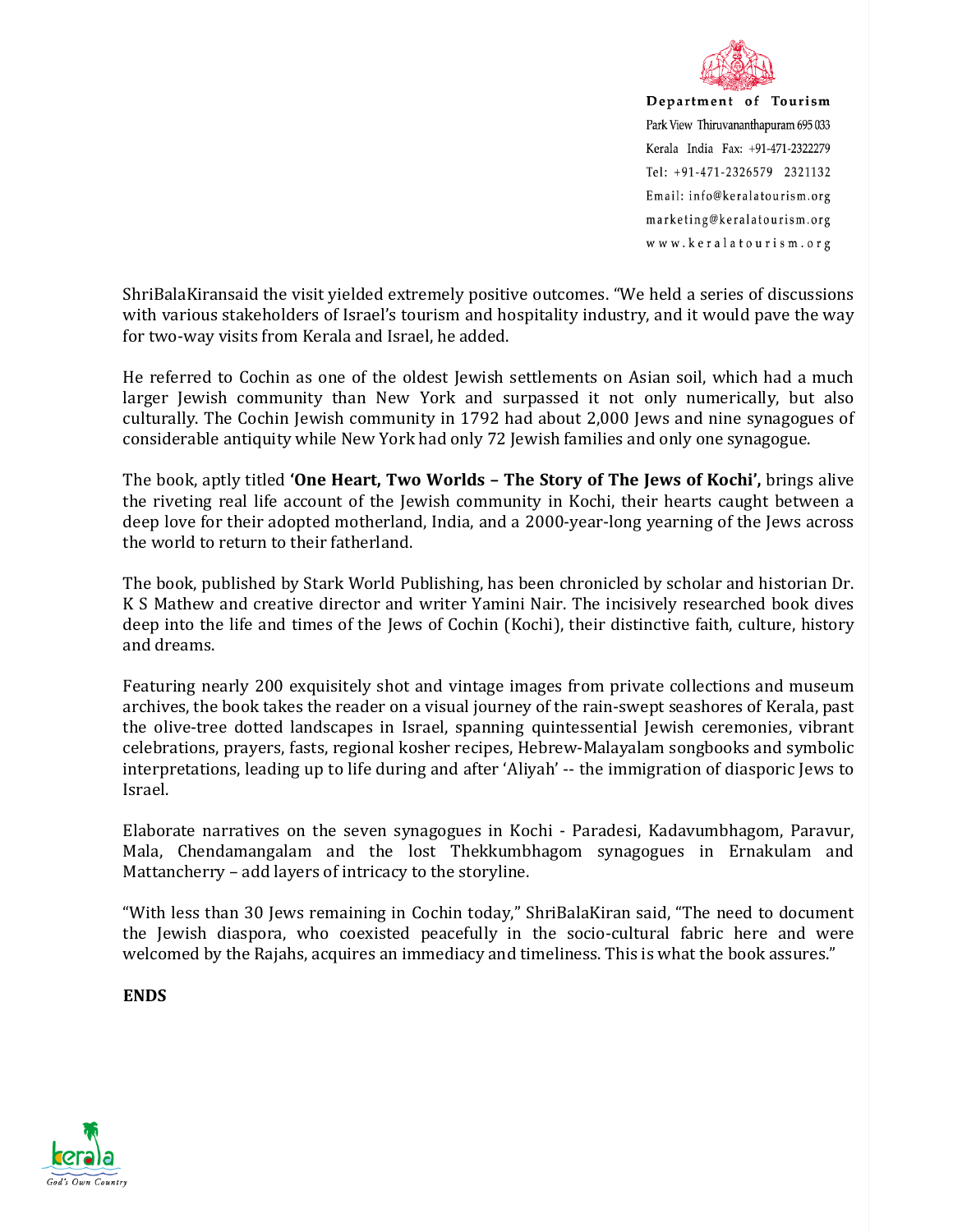Department of Tourism
Park View Thiruvananthapuram 695 033
Kerala India Fax: +91-471-2322279
Tel: +91-471-2326579 2321132
Email: info@keralatourism.org
marketing@keralatourism.org
www.keralatourism.org

ShriBalaKiransaid the visit yielded extremely positive outcomes. "We held a series of discussions with various stakeholders of Israel's tourism and hospitality industry, and it would pave the way for two-way visits from Kerala and Israel, he added.

He referred to Cochin as one of the oldest Jewish settlements on Asian soil, which had a much larger Jewish community than New York and surpassed it not only numerically, but also culturally. The Cochin Jewish community in 1792 had about 2,000 Jews and nine synagogues of considerable antiquity while New York had only 72 Jewish families and only one synagogue.

The book, aptly titled **'One Heart, Two Worlds – The Story of The Jews of Kochi',** brings alive the riveting real life account of the Jewish community in Kochi, their hearts caught between a deep love for their adopted motherland, India, and a 2000-year-long yearning of the Jews across the world to return to their fatherland.

The book, published by Stark World Publishing, has been chronicled by scholar and historian Dr. K S Mathew and creative director and writer Yamini Nair. The incisively researched book dives deep into the life and times of the Jews of Cochin (Kochi), their distinctive faith, culture, history and dreams.

Featuring nearly 200 exquisitely shot and vintage images from private collections and museum archives, the book takes the reader on a visual journey of the rain-swept seashores of Kerala, past the olive-tree dotted landscapes in Israel, spanning quintessential Jewish ceremonies, vibrant celebrations, prayers, fasts, regional kosher recipes, Hebrew-Malayalam songbooks and symbolic interpretations, leading up to life during and after 'Aliyah' -- the immigration of diasporic Jews to Israel.

Elaborate narratives on the seven synagogues in Kochi - Paradesi, Kadavumbhagom, Paravur, Mala, Chendamangalam and the lost Thekkumbhagom synagogues in Ernakulam and Mattancherry – add layers of intricacy to the storyline.

"With less than 30 Jews remaining in Cochin today," ShriBalaKiran said, "The need to document the Jewish diaspora, who coexisted peacefully in the socio-cultural fabric here and were welcomed by the Rajahs, acquires an immediacy and timeliness. This is what the book assures."

**ENDS**